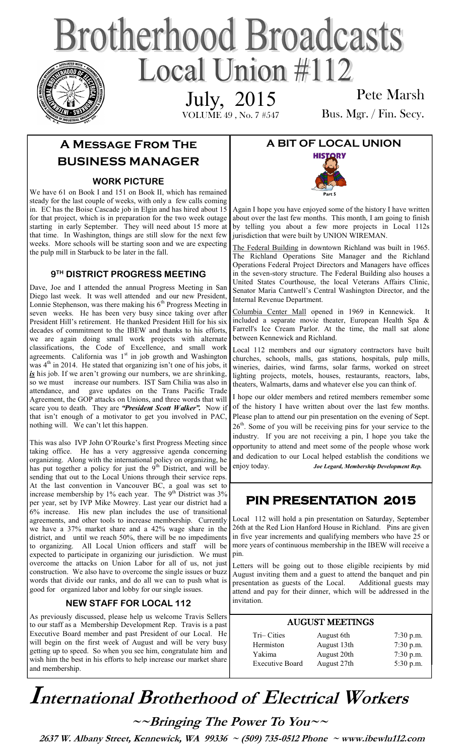# Brotherhood Broadcasts

## Local Union #112

July, 2015
VOLUME 49 , No. 7 #547

Pete Marsh
Bus. Mgr. / Fin. Secy.

## A Message From The Business Manager

### WORK PICTURE

We have 61 on Book I and 151 on Book II, which has remained steady for the last couple of weeks, with only a few calls coming in. EC has the Boise Cascade job in Elgin and has hired about 15 for that project, which is in preparation for the two week outage starting in early September. They will need about 15 more at that time. In Washington, things are still slow for the next few weeks. More schools will be starting soon and we are expecting the pulp mill in Starbuck to be later in the fall.

### 9TH DISTRICT PROGRESS MEETING

Dave, Joe and I attended the annual Progress Meeting in San Diego last week. It was well attended and our new President, Lonnie Stephenson, was there making his 6th Progress Meeting in seven weeks. He has been very busy since taking over after President Hill's retirement. He thanked President Hill for his six decades of commitment to the IBEW and thanks to his efforts, we are again doing small work projects with alternate classifications, the Code of Excellence, and small work agreements. California was 1st in job growth and Washington was 4th in 2014. He stated that organizing isn't one of his jobs, it ***is*** his job. If we aren't growing our numbers, we are shrinking, so we must increase our numbers. IST Sam Chilia was also in attendance, and gave updates on the Trans Pacific Trade Agreement, the GOP attacks on Unions, and three words that will scare you to death. They are ***"President Scott Walker".*** Now if that isn't enough of a motivator to get you involved in PAC, nothing will. We can't let this happen.

This was also IVP John O'Rourke's first Progress Meeting since taking office. He has a very aggressive agenda concerning organizing. Along with the international policy on organizing, he has put together a policy for just the 9th District, and will be sending that out to the Local Unions through their service reps. At the last convention in Vancouver BC, a goal was set to increase membership by 1% each year. The 9th District was 3% per year, set by IVP Mike Mowrey. Last year our district had a 6% increase. His new plan includes the use of transitional agreements, and other tools to increase membership. Currently we have a 37% market share and a 42% wage share in the district, and until we reach 50%, there will be no impediments to organizing. All Local Union officers and staff will be expected to participate in organizing our jurisdiction. We must overcome the attacks on Union Labor for all of us, not just construction. We also have to overcome the single issues or buzz words that divide our ranks, and do all we can to push what is good for organized labor and lobby for our single issues.

### NEW STAFF FOR LOCAL 112

As previously discussed, please help us welcome Travis Sellers to our staff as a Membership Development Rep. Travis is a past Executive Board member and past President of our Local. He will begin on the first week of August and will be very busy getting up to speed. So when you see him, congratulate him and wish him the best in his efforts to help increase our market share and membership.

## A BIT OF LOCAL UNION HISTORY

Part 5

Again I hope you have enjoyed some of the history I have written about over the last few months. This month, I am going to finish by telling you about a few more projects in Local 112s jurisdiction that were built by UNION WIREMAN.

The Federal Building in downtown Richland was built in 1965. The Richland Operations Site Manager and the Richland Operations Federal Project Directors and Managers have offices in the seven-story structure. The Federal Building also houses a United States Courthouse, the local Veterans Affairs Clinic, Senator Maria Cantwell's Central Washington Director, and the Internal Revenue Department.

Columbia Center Mall opened in 1969 in Kennewick. It included a separate movie theater, European Health Spa & Farrell's Ice Cream Parlor. At the time, the mall sat alone between Kennewick and Richland.

Local 112 members and our signatory contractors have built churches, schools, malls, gas stations, hospitals, pulp mills, wineries, dairies, wind farms, solar farms, worked on street lighting projects, motels, houses, restaurants, reactors, labs, theaters, Walmarts, dams and whatever else you can think of.

I hope our older members and retired members remember some of the history I have written about over the last few months. Please plan to attend our pin presentation on the evening of Sept. 26th. Some of you will be receiving pins for your service to the industry. If you are not receiving a pin, I hope you take the opportunity to attend and meet some of the people whose work and dedication to our Local helped establish the conditions we enjoy today. ***Joe Legard, Membership Development Rep.***

## PIN PRESENTATION 2015

Local 112 will hold a pin presentation on Saturday, September 26th at the Red Lion Hanford House in Richland. Pins are given in five year increments and qualifying members who have 25 or more years of continuous membership in the IBEW will receive a pin.

Letters will be going out to those eligible recipients by mid August inviting them and a guest to attend the banquet and pin presentation as guests of the Local. Additional guests may attend and pay for their dinner, which will be addressed in the invitation.

### AUGUST MEETINGS

| | | |
|---|---|---|
| Tri– Cities | August 6th | 7:30 p.m. |
| Hermiston | August 13th | 7:30 p.m. |
| Yakima | August 20th | 7:30 p.m. |
| Executive Board | August 27th | 5:30 p.m. |

# International Brotherhood of Electrical Workers

**~~Bringing The Power To You~~**

**2637 W. Albany Street, Kennewick, WA 99336 ~ (509) 735-0512 Phone ~ www.ibewlu112.com**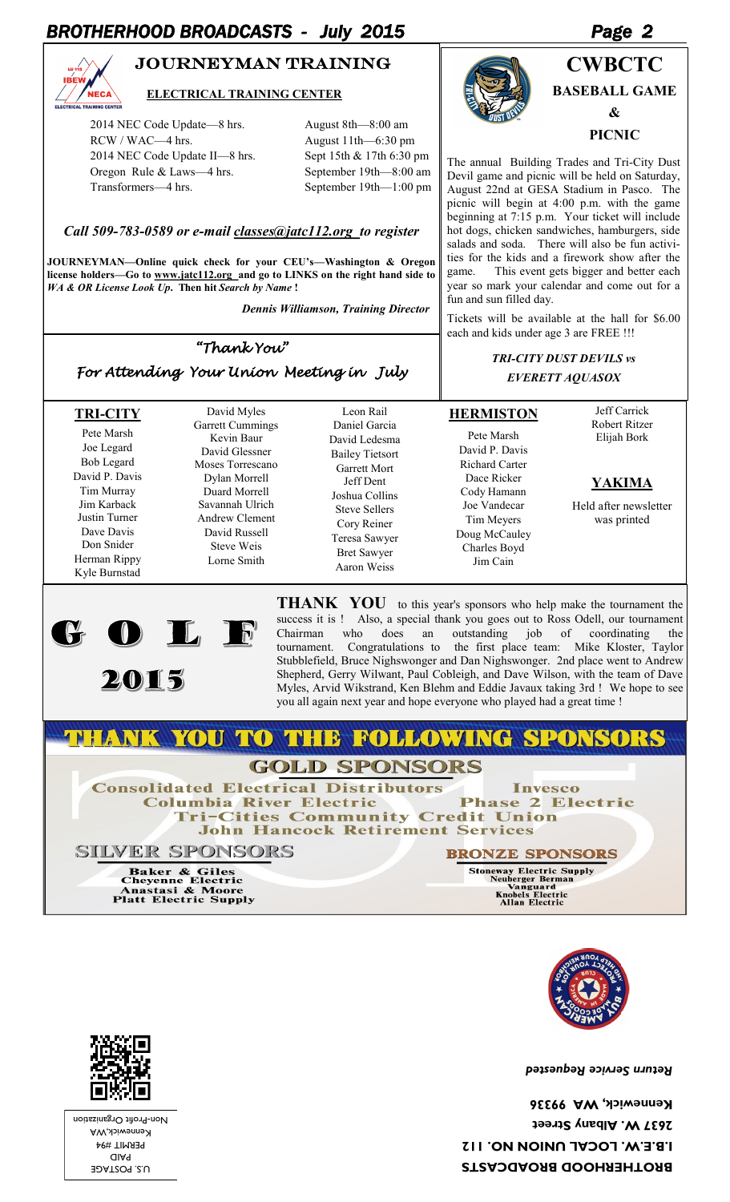## JOURNEYMAN TRAINING

### ELECTRICAL TRAINING CENTER

| | |
|---|---|
| 2014 NEC Code Update—8 hrs. | August 8th—8:00 am |
| RCW / WAC—4 hrs. | August 11th—6:30 pm |
| 2014 NEC Code Update II—8 hrs. | Sept 15th & 17th 6:30 pm |
| Oregon Rule & Laws—4 hrs. | September 19th—8:00 am |
| Transformers—4 hrs. | September 19th—1:00 pm |

*Call 509-783-0589 or e-mail classes@jatc112.org to register*

**JOURNEYMAN—Online quick check for your CEU's—Washington & Oregon license holders—Go to www.jatc112.org and go to LINKS on the right hand side to *WA & OR License Look Up*. Then hit *Search by Name* !**

***Dennis Williamson, Training Director***

## CWBCTC BASEBALL GAME & PICNIC

The annual Building Trades and Tri-City Dust Devil game and picnic will be held on Saturday, August 22nd at GESA Stadium in Pasco. The picnic will begin at 4:00 p.m. with the game beginning at 7:15 p.m. Your ticket will include hot dogs, chicken sandwiches, hamburgers, side salads and soda. There will also be fun activities for the kids and a firework show after the game. This event gets bigger and better each year so mark your calendar and come out for a fun and sun filled day.

Tickets will be available at the hall for $6.00 each and kids under age 3 are FREE !!!

***TRI-CITY DUST DEVILS vs EVERETT AQUASOX***

## *"Thank You" For Attending Your Union Meeting in July*

**TRI-CITY**

Pete Marsh
Joe Legard
Bob Legard
David P. Davis
Tim Murray
Jim Karback
Justin Turner
Dave Davis
Don Snider
Herman Rippy
Kyle Burnstad
David Myles
Garrett Cummings
Kevin Baur
David Glessner
Moses Torrescano
Dylan Morrell
Duard Morrell
Savannah Ulrich
Andrew Clement
David Russell
Steve Weis
Lorne Smith
Leon Rail
Daniel Garcia
David Ledesma
Bailey Tietsort
Garrett Mort
Jeff Dent
Joshua Collins
Steve Sellers
Cory Reiner
Teresa Sawyer
Bret Sawyer
Aaron Weiss

**HERMISTON**

Pete Marsh
David P. Davis
Richard Carter
Dace Ricker
Cody Hamann
Joe Vandecar
Tim Meyers
Doug McCauley
Charles Boyd
Jim Cain
Jeff Carrick
Robert Ritzer
Elijah Bork

**YAKIMA**

Held after newsletter was printed

## GOLF 2015

**THANK YOU** to this year's sponsors who help make the tournament the success it is ! Also, a special thank you goes out to Ross Odell, our tournament Chairman who does an outstanding job of coordinating the tournament. Congratulations to the first place team: Mike Kloster, Taylor Stubblefield, Bruce Nighswonger and Dan Nighswonger. 2nd place went to Andrew Shepherd, Gerry Wilwant, Paul Cobleigh, and Dave Wilson, with the team of Dave Myles, Arvid Wikstrand, Ken Blehm and Eddie Javaux taking 3rd ! We hope to see you all again next year and hope everyone who played had a great time !

## THANK YOU TO THE FOLLOWING SPONSORS

### GOLD SPONSORS

Consolidated Electrical Distributors
Invesco
Columbia River Electric
Phase 2 Electric
Tri-Cities Community Credit Union
John Hancock Retirement Services

### SILVER SPONSORS

Baker & Giles
Cheyenne Electric
Anastasi & Moore
Platt Electric Supply

### BRONZE SPONSORS

Stoneway Electric Supply
Neuberger Berman
Vanguard
Knobels Electric
Allan Electric

**BROTHERHOOD BROADCASTS**
**I.B.E.W. LOCAL UNION NO. 112**
**2637 W. Albany Street**
**Kennewick, WA 99336**

***Return Service Requested***

U.S. POSTAGE
PAID
PERMIT #94
Kennewick,WA
Non-Profit Organization